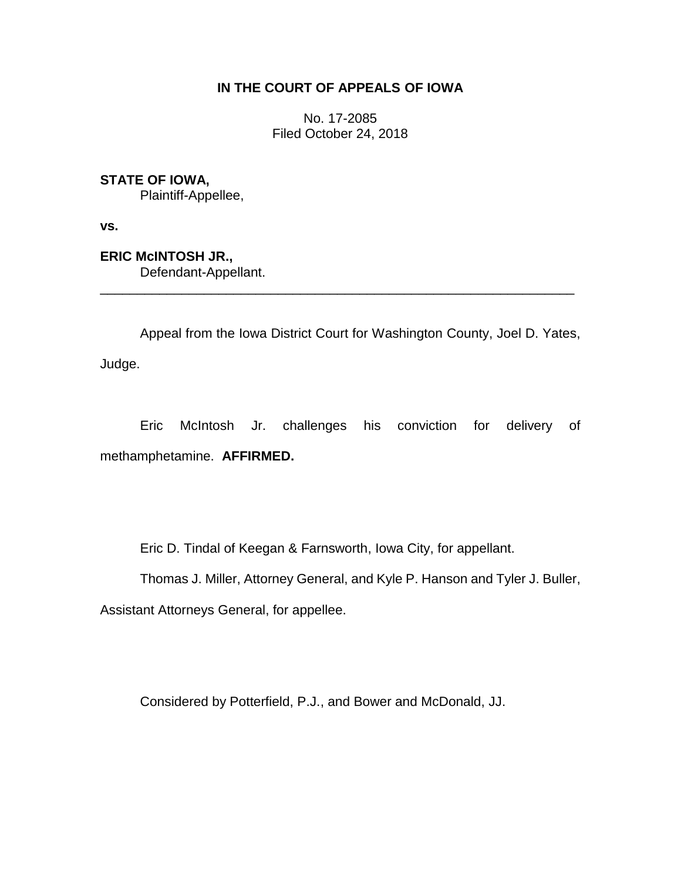**IN THE COURT OF APPEALS OF IOWA**

No. 17-2085
Filed October 24, 2018

**STATE OF IOWA,**
Plaintiff-Appellee,

**vs.**

**ERIC McINTOSH JR.,**
Defendant-Appellant.

---

Appeal from the Iowa District Court for Washington County, Joel D. Yates, Judge.

Eric McIntosh Jr. challenges his conviction for delivery of methamphetamine. **AFFIRMED.**

Eric D. Tindal of Keegan & Farnsworth, Iowa City, for appellant.

Thomas J. Miller, Attorney General, and Kyle P. Hanson and Tyler J. Buller, Assistant Attorneys General, for appellee.

Considered by Potterfield, P.J., and Bower and McDonald, JJ.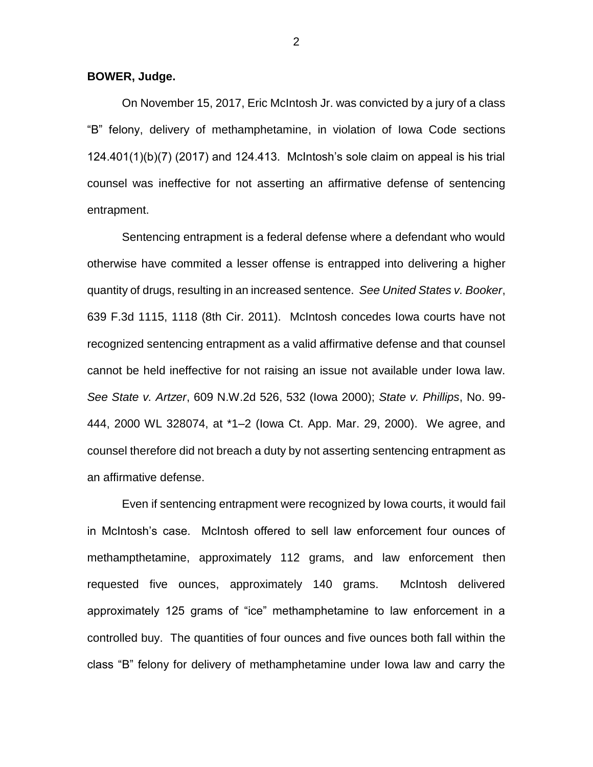**BOWER, Judge.**

On November 15, 2017, Eric McIntosh Jr. was convicted by a jury of a class "B" felony, delivery of methamphetamine, in violation of Iowa Code sections 124.401(1)(b)(7) (2017) and 124.413. McIntosh's sole claim on appeal is his trial counsel was ineffective for not asserting an affirmative defense of sentencing entrapment.

Sentencing entrapment is a federal defense where a defendant who would otherwise have commited a lesser offense is entrapped into delivering a higher quantity of drugs, resulting in an increased sentence. *See United States v. Booker*, 639 F.3d 1115, 1118 (8th Cir. 2011). McIntosh concedes Iowa courts have not recognized sentencing entrapment as a valid affirmative defense and that counsel cannot be held ineffective for not raising an issue not available under Iowa law. *See State v. Artzer*, 609 N.W.2d 526, 532 (Iowa 2000); *State v. Phillips*, No. 99-444, 2000 WL 328074, at *1–2 (Iowa Ct. App. Mar. 29, 2000). We agree, and counsel therefore did not breach a duty by not asserting sentencing entrapment as an affirmative defense.

Even if sentencing entrapment were recognized by Iowa courts, it would fail in McIntosh's case. McIntosh offered to sell law enforcement four ounces of methampthetamine, approximately 112 grams, and law enforcement then requested five ounces, approximately 140 grams. McIntosh delivered approximately 125 grams of "ice" methamphetamine to law enforcement in a controlled buy. The quantities of four ounces and five ounces both fall within the class "B" felony for delivery of methamphetamine under Iowa law and carry the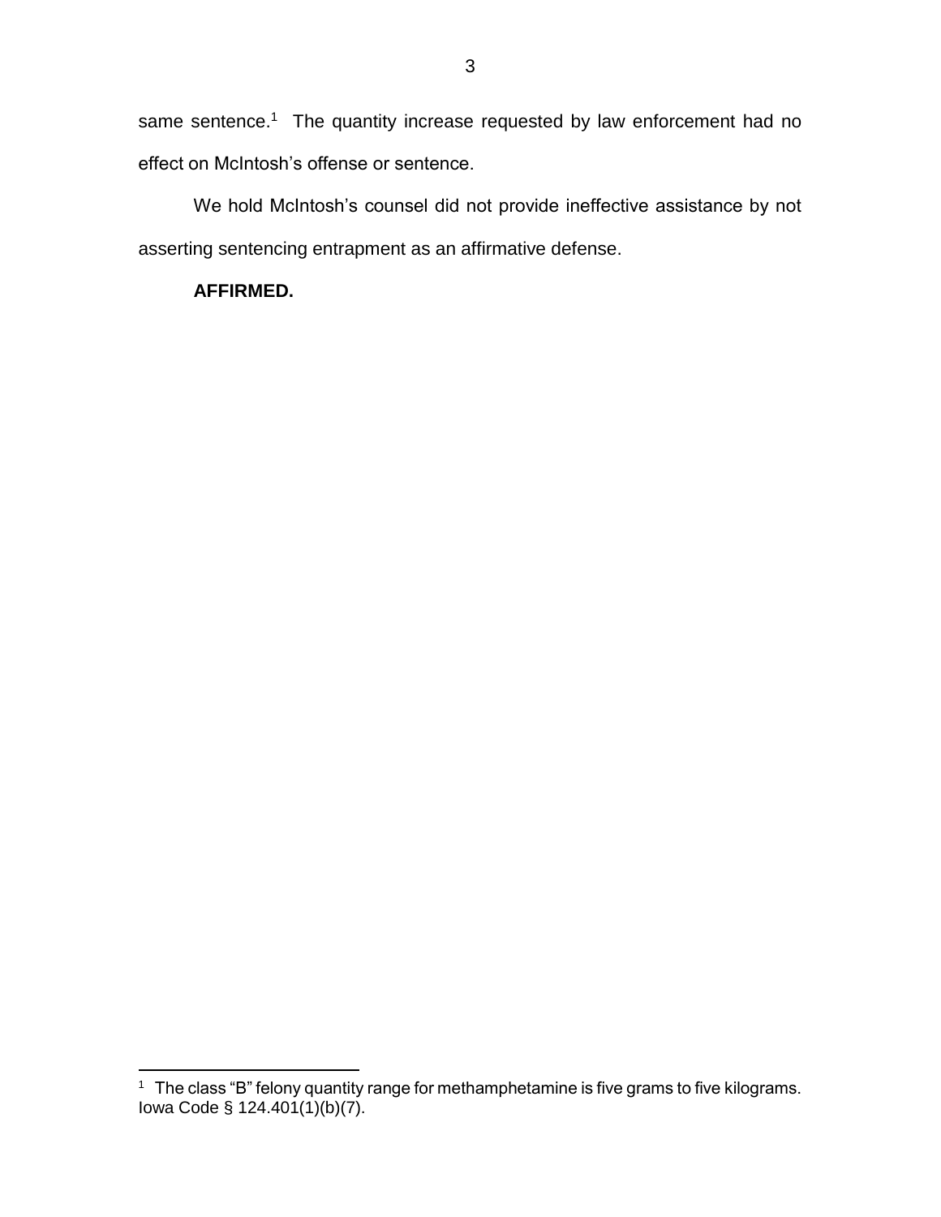same sentence.[1] The quantity increase requested by law enforcement had no effect on McIntosh's offense or sentence.

We hold McIntosh's counsel did not provide ineffective assistance by not asserting sentencing entrapment as an affirmative defense.

**AFFIRMED.**

---

[1] The class "B" felony quantity range for methamphetamine is five grams to five kilograms. Iowa Code § 124.401(1)(b)(7).